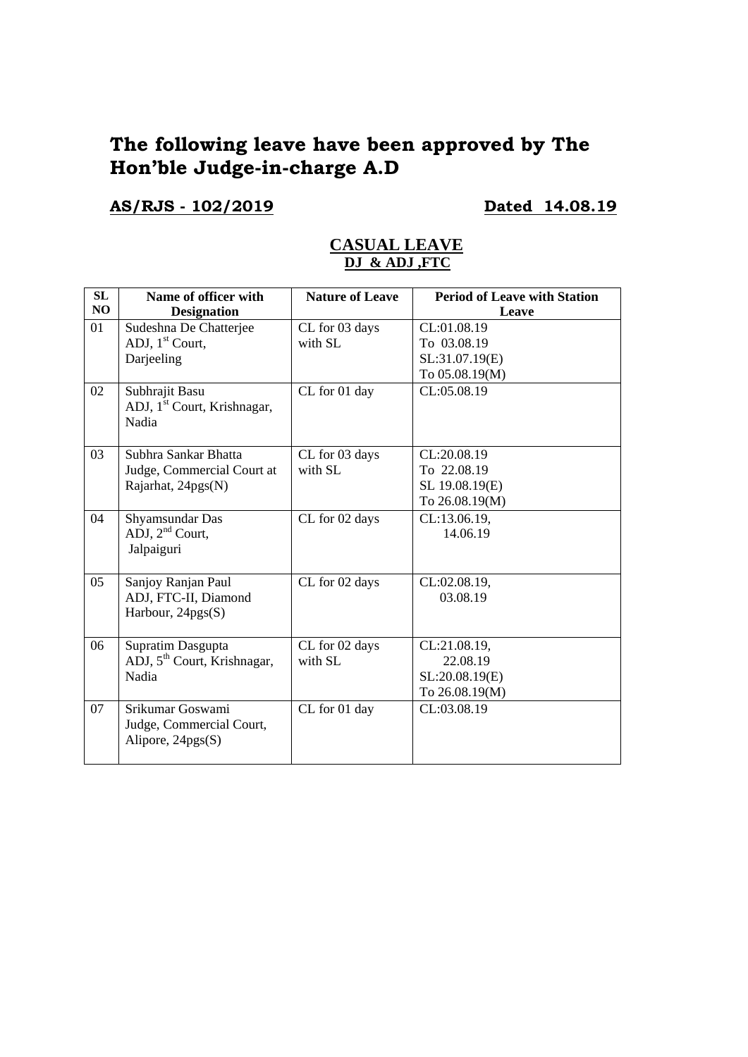# The following leave have been approved by The Hon'ble Judge-in-charge A.D

**AS/RJS - 102/2019** **Dated 14.08.19**

## CASUAL LEAVE

### DJ & ADJ ,FTC

| SL NO | Name of officer with Designation | Nature of Leave | Period of Leave with Station Leave |
|---|---|---|---|
| 01 | Sudeshna De Chatterjee<br>ADJ, 1st Court,<br>Darjeeling | CL for 03 days with SL | CL:01.08.19<br>To 03.08.19<br>SL:31.07.19(E)<br>To 05.08.19(M) |
| 02 | Subhrajit Basu<br>ADJ, 1st Court, Krishnagar, Nadia | CL for 01 day | CL:05.08.19 |
| 03 | Subhra Sankar Bhatta<br>Judge, Commercial Court at Rajarhat, 24pgs(N) | CL for 03 days with SL | CL:20.08.19<br>To 22.08.19<br>SL 19.08.19(E)<br>To 26.08.19(M) |
| 04 | Shyamsundar Das<br>ADJ, 2nd Court,<br>Jalpaiguri | CL for 02 days | CL:13.06.19,<br>14.06.19 |
| 05 | Sanjoy Ranjan Paul<br>ADJ, FTC-II, Diamond Harbour, 24pgs(S) | CL for 02 days | CL:02.08.19,<br>03.08.19 |
| 06 | Supratim Dasgupta<br>ADJ, 5th Court, Krishnagar, Nadia | CL for 02 days with SL | CL:21.08.19,<br>22.08.19<br>SL:20.08.19(E)<br>To 26.08.19(M) |
| 07 | Srikumar Goswami<br>Judge, Commercial Court, Alipore, 24pgs(S) | CL for 01 day | CL:03.08.19 |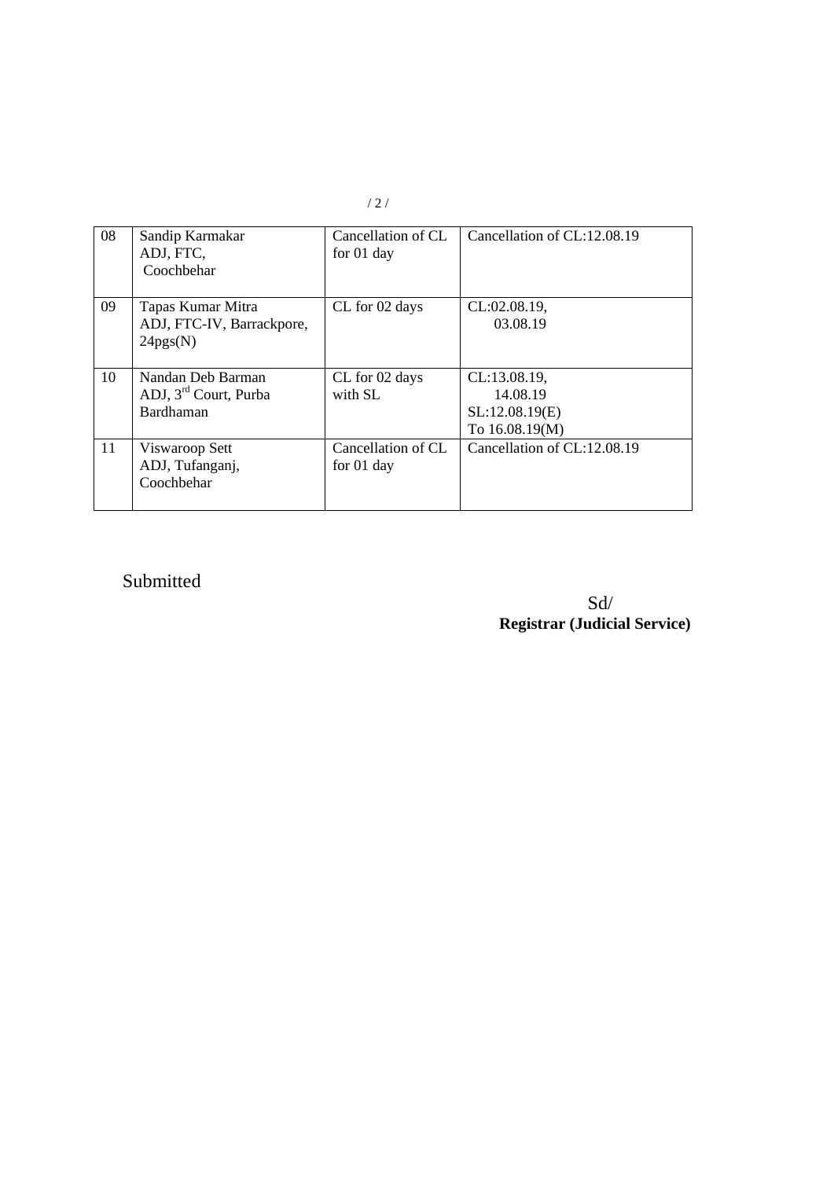| | | | |
|---|---|---|---|
| 08 | Sandip Karmakar ADJ, FTC, Coochbehar | Cancellation of CL for 01 day | Cancellation of CL:12.08.19 |
| 09 | Tapas Kumar Mitra ADJ, FTC-IV, Barrackpore, 24pgs(N) | CL for 02 days | CL:02.08.19, 03.08.19 |
| 10 | Nandan Deb Barman ADJ, 3rd Court, Purba Bardhaman | CL for 02 days with SL | CL:13.08.19, 14.08.19 SL:12.08.19(E) To 16.08.19(M) |
| 11 | Viswaroop Sett ADJ, Tufanganj, Coochbehar | Cancellation of CL for 01 day | Cancellation of CL:12.08.19 |

Submitted

Sd/
**Registrar (Judicial Service)**